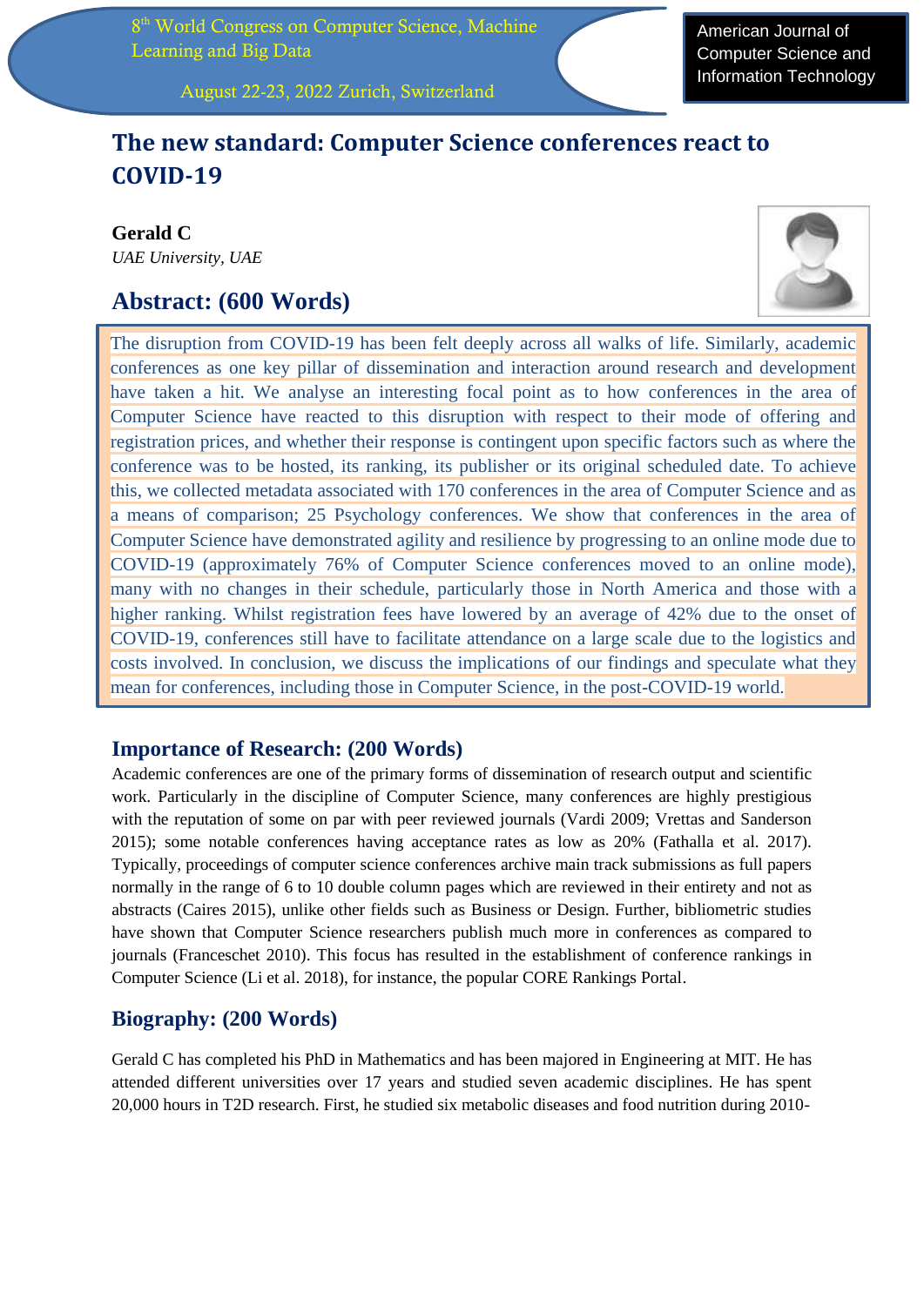8th World Congress on Computer Science, Machine Learning and Big Data

August 22-23, 2022 Zurich, Switzerland

American Journal of Computer Science and Information Technology

# The new standard: Computer Science conferences react to COVID-19

**Gerald C**

*UAE University, UAE*

## Abstract: (600 Words)

The disruption from COVID-19 has been felt deeply across all walks of life. Similarly, academic conferences as one key pillar of dissemination and interaction around research and development have taken a hit. We analyse an interesting focal point as to how conferences in the area of Computer Science have reacted to this disruption with respect to their mode of offering and registration prices, and whether their response is contingent upon specific factors such as where the conference was to be hosted, its ranking, its publisher or its original scheduled date. To achieve this, we collected metadata associated with 170 conferences in the area of Computer Science and as a means of comparison; 25 Psychology conferences. We show that conferences in the area of Computer Science have demonstrated agility and resilience by progressing to an online mode due to COVID-19 (approximately 76% of Computer Science conferences moved to an online mode), many with no changes in their schedule, particularly those in North America and those with a higher ranking. Whilst registration fees have lowered by an average of 42% due to the onset of COVID-19, conferences still have to facilitate attendance on a large scale due to the logistics and costs involved. In conclusion, we discuss the implications of our findings and speculate what they mean for conferences, including those in Computer Science, in the post-COVID-19 world.

## Importance of Research: (200 Words)

Academic conferences are one of the primary forms of dissemination of research output and scientific work. Particularly in the discipline of Computer Science, many conferences are highly prestigious with the reputation of some on par with peer reviewed journals (Vardi 2009; Vrettas and Sanderson 2015); some notable conferences having acceptance rates as low as 20% (Fathalla et al. 2017). Typically, proceedings of computer science conferences archive main track submissions as full papers normally in the range of 6 to 10 double column pages which are reviewed in their entirety and not as abstracts (Caires 2015), unlike other fields such as Business or Design. Further, bibliometric studies have shown that Computer Science researchers publish much more in conferences as compared to journals (Franceschet 2010). This focus has resulted in the establishment of conference rankings in Computer Science (Li et al. 2018), for instance, the popular CORE Rankings Portal.

## Biography: (200 Words)

Gerald C has completed his PhD in Mathematics and has been majored in Engineering at MIT. He has attended different universities over 17 years and studied seven academic disciplines. He has spent 20,000 hours in T2D research. First, he studied six metabolic diseases and food nutrition during 2010-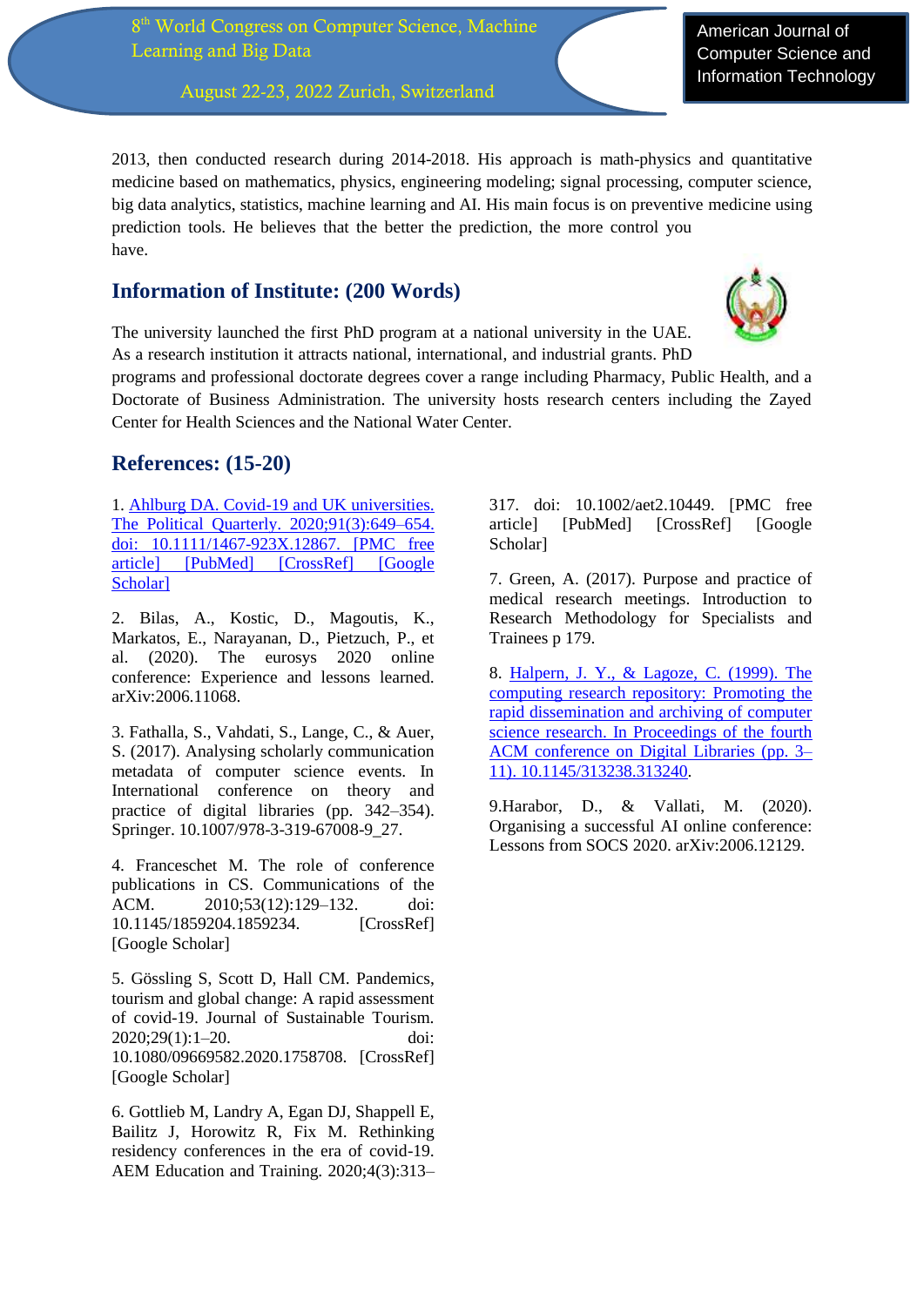2013, then conducted research during 2014-2018. His approach is math-physics and quantitative medicine based on mathematics, physics, engineering modeling; signal processing, computer science, big data analytics, statistics, machine learning and AI. His main focus is on preventive medicine using prediction tools. He believes that the better the prediction, the more control you have.

## Information of Institute: (200 Words)

The university launched the first PhD program at a national university in the UAE. As a research institution it attracts national, international, and industrial grants. PhD programs and professional doctorate degrees cover a range including Pharmacy, Public Health, and a Doctorate of Business Administration. The university hosts research centers including the Zayed Center for Health Sciences and the National Water Center.

## References: (15-20)

1. Ahlburg DA. Covid-19 and UK universities. The Political Quarterly. 2020;91(3):649–654. doi: 10.1111/1467-923X.12867. [PMC free article] [PubMed] [CrossRef] [Google Scholar]

2. Bilas, A., Kostic, D., Magoutis, K., Markatos, E., Narayanan, D., Pietzuch, P., et al. (2020). The eurosys 2020 online conference: Experience and lessons learned. arXiv:2006.11068.

3. Fathalla, S., Vahdati, S., Lange, C., & Auer, S. (2017). Analysing scholarly communication metadata of computer science events. In International conference on theory and practice of digital libraries (pp. 342–354). Springer. 10.1007/978-3-319-67008-9_27.

4. Franceschet M. The role of conference publications in CS. Communications of the ACM. 2010;53(12):129–132. doi: 10.1145/1859204.1859234. [CrossRef] [Google Scholar]

5. Gössling S, Scott D, Hall CM. Pandemics, tourism and global change: A rapid assessment of covid-19. Journal of Sustainable Tourism. 2020;29(1):1–20. doi: 10.1080/09669582.2020.1758708. [CrossRef] [Google Scholar]

6. Gottlieb M, Landry A, Egan DJ, Shappell E, Bailitz J, Horowitz R, Fix M. Rethinking residency conferences in the era of covid-19. AEM Education and Training. 2020;4(3):313–317. doi: 10.1002/aet2.10449. [PMC free article] [PubMed] [CrossRef] [Google Scholar]

7. Green, A. (2017). Purpose and practice of medical research meetings. Introduction to Research Methodology for Specialists and Trainees p 179.

8. Halpern, J. Y., & Lagoze, C. (1999). The computing research repository: Promoting the rapid dissemination and archiving of computer science research. In Proceedings of the fourth ACM conference on Digital Libraries (pp. 3–11). 10.1145/313238.313240.

9.Harabor, D., & Vallati, M. (2020). Organising a successful AI online conference: Lessons from SOCS 2020. arXiv:2006.12129.